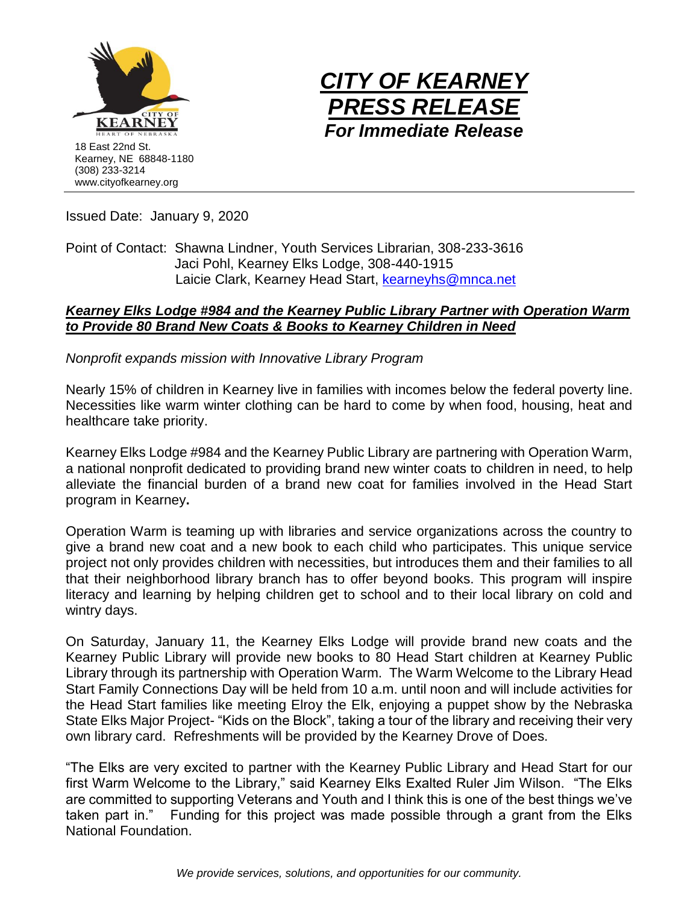18 East 22nd St.
Kearney, NE 68848-1180
(308) 233-3214
www.cityofkearney.org

# *CITY OF KEARNEY PRESS RELEASE*

***For Immediate Release***

Issued Date: January 9, 2020

Point of Contact: Shawna Lindner, Youth Services Librarian, 308-233-3616
Jaci Pohl, Kearney Elks Lodge, 308-440-1915
Laicie Clark, Kearney Head Start, kearneyhs@mnca.net

## ***Kearney Elks Lodge #984 and the Kearney Public Library Partner with Operation Warm to Provide 80 Brand New Coats & Books to Kearney Children in Need***

*Nonprofit expands mission with Innovative Library Program*

Nearly 15% of children in Kearney live in families with incomes below the federal poverty line. Necessities like warm winter clothing can be hard to come by when food, housing, heat and healthcare take priority.

Kearney Elks Lodge #984 and the Kearney Public Library are partnering with Operation Warm, a national nonprofit dedicated to providing brand new winter coats to children in need, to help alleviate the financial burden of a brand new coat for families involved in the Head Start program in Kearney**.**

Operation Warm is teaming up with libraries and service organizations across the country to give a brand new coat and a new book to each child who participates. This unique service project not only provides children with necessities, but introduces them and their families to all that their neighborhood library branch has to offer beyond books. This program will inspire literacy and learning by helping children get to school and to their local library on cold and wintry days.

On Saturday, January 11, the Kearney Elks Lodge will provide brand new coats and the Kearney Public Library will provide new books to 80 Head Start children at Kearney Public Library through its partnership with Operation Warm. The Warm Welcome to the Library Head Start Family Connections Day will be held from 10 a.m. until noon and will include activities for the Head Start families like meeting Elroy the Elk, enjoying a puppet show by the Nebraska State Elks Major Project- "Kids on the Block", taking a tour of the library and receiving their very own library card. Refreshments will be provided by the Kearney Drove of Does.

"The Elks are very excited to partner with the Kearney Public Library and Head Start for our first Warm Welcome to the Library," said Kearney Elks Exalted Ruler Jim Wilson. "The Elks are committed to supporting Veterans and Youth and I think this is one of the best things we've taken part in." Funding for this project was made possible through a grant from the Elks National Foundation.

*We provide services, solutions, and opportunities for our community.*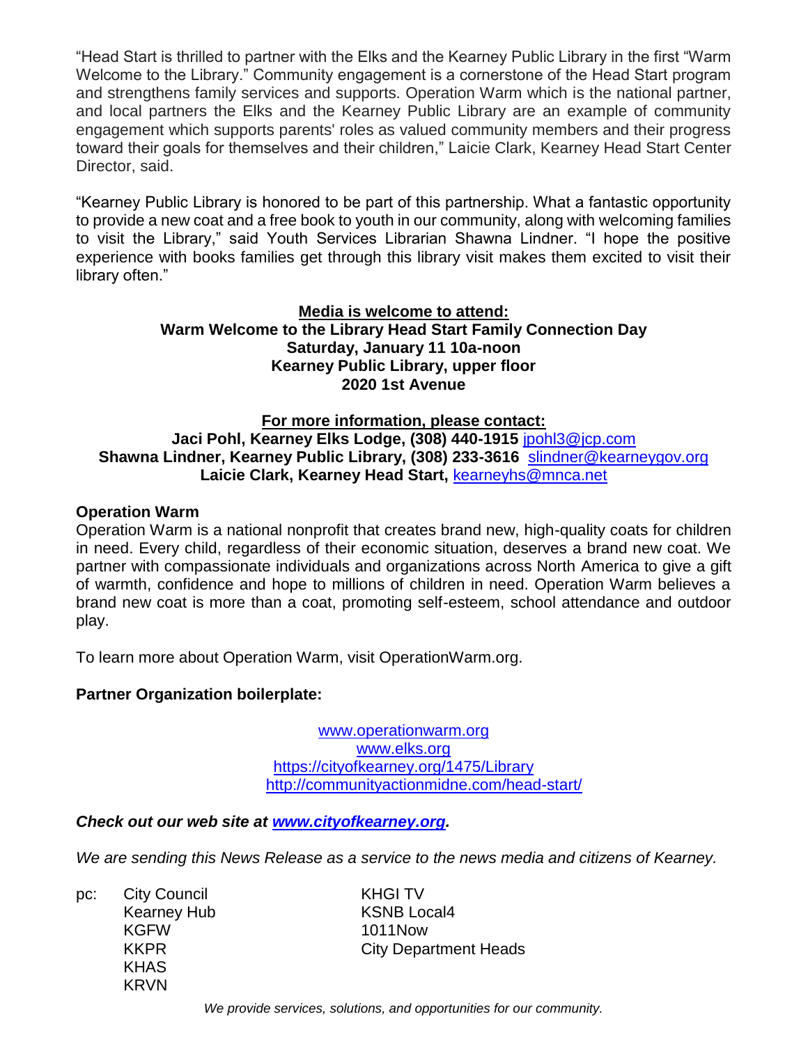"Head Start is thrilled to partner with the Elks and the Kearney Public Library in the first "Warm Welcome to the Library." Community engagement is a cornerstone of the Head Start program and strengthens family services and supports. Operation Warm which is the national partner, and local partners the Elks and the Kearney Public Library are an example of community engagement which supports parents' roles as valued community members and their progress toward their goals for themselves and their children," Laicie Clark, Kearney Head Start Center Director, said.

"Kearney Public Library is honored to be part of this partnership. What a fantastic opportunity to provide a new coat and a free book to youth in our community, along with welcoming families to visit the Library," said Youth Services Librarian Shawna Lindner. "I hope the positive experience with books families get through this library visit makes them excited to visit their library often."

**Media is welcome to attend:**
**Warm Welcome to the Library Head Start Family Connection Day**
**Saturday, January 11 10a-noon**
**Kearney Public Library, upper floor**
**2020 1st Avenue**

**For more information, please contact:**
**Jaci Pohl, Kearney Elks Lodge, (308) 440-1915** jpohl3@jcp.com
**Shawna Lindner, Kearney Public Library, (308) 233-3616** slindner@kearneygov.org
**Laicie Clark, Kearney Head Start,** kearneyhs@mnca.net

**Operation Warm**
Operation Warm is a national nonprofit that creates brand new, high-quality coats for children in need. Every child, regardless of their economic situation, deserves a brand new coat. We partner with compassionate individuals and organizations across North America to give a gift of warmth, confidence and hope to millions of children in need. Operation Warm believes a brand new coat is more than a coat, promoting self-esteem, school attendance and outdoor play.

To learn more about Operation Warm, visit OperationWarm.org.

**Partner Organization boilerplate:**

www.operationwarm.org
www.elks.org
https://cityofkearney.org/1475/Library
http://communityactionmidne.com/head-start/

***Check out our web site at www.cityofkearney.org.***

*We are sending this News Release as a service to the news media and citizens of Kearney.*

pc:
City Council
Kearney Hub
KGFW
KKPR
KHAS
KRVN
KHGI TV
KSNB Local4
1011Now
City Department Heads

*We provide services, solutions, and opportunities for our community.*